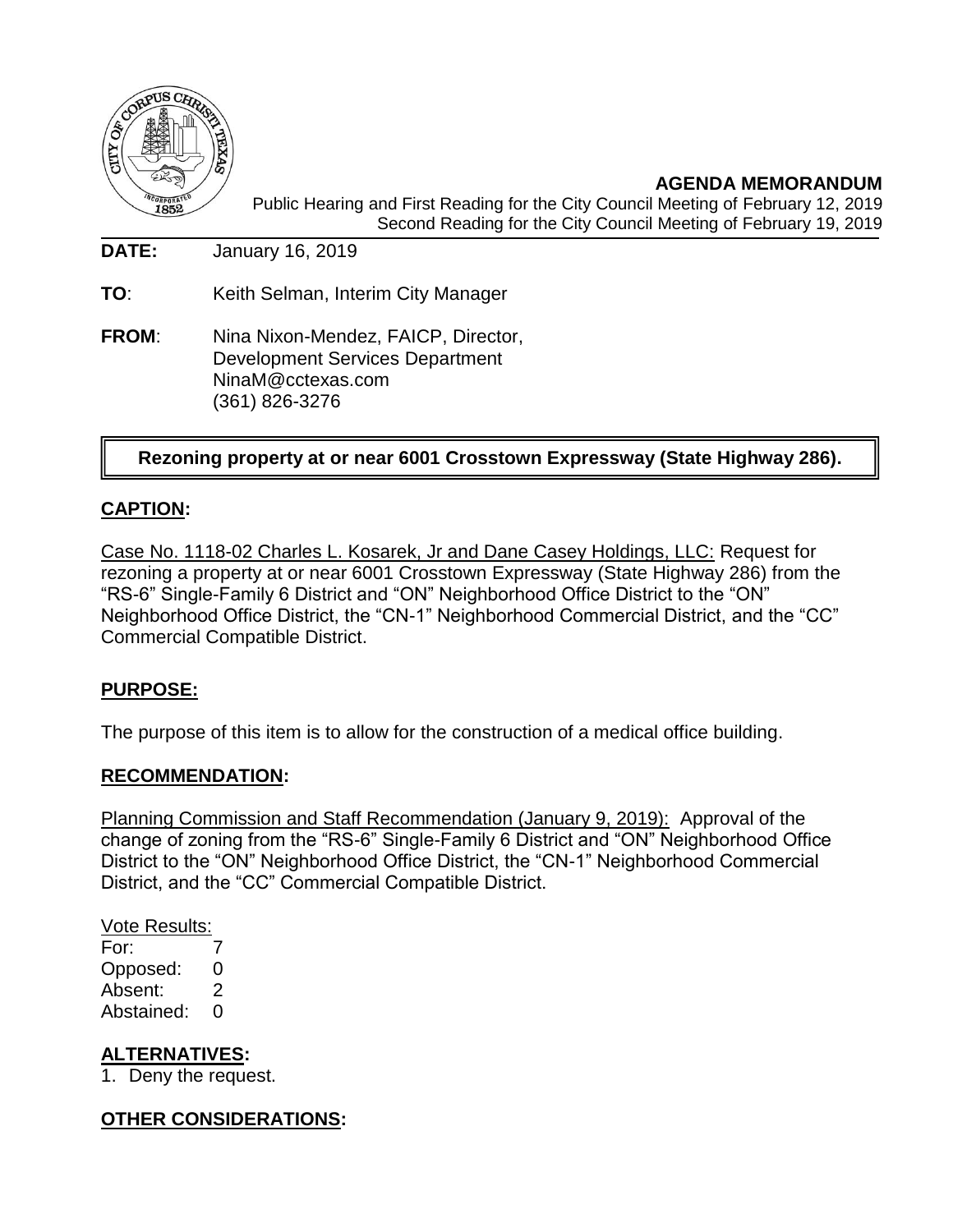**AGENDA MEMORANDUM**

Public Hearing and First Reading for the City Council Meeting of February 12, 2019
Second Reading for the City Council Meeting of February 19, 2019

**DATE:** January 16, 2019

**TO**: Keith Selman, Interim City Manager

**FROM**: Nina Nixon-Mendez, FAICP, Director,
Development Services Department
NinaM@cctexas.com
(361) 826-3276

**Rezoning property at or near 6001 Crosstown Expressway (State Highway 286).**

## CAPTION:

Case No. 1118-02 Charles L. Kosarek, Jr and Dane Casey Holdings, LLC: Request for rezoning a property at or near 6001 Crosstown Expressway (State Highway 286) from the "RS-6" Single-Family 6 District and "ON" Neighborhood Office District to the "ON" Neighborhood Office District, the "CN-1" Neighborhood Commercial District, and the "CC" Commercial Compatible District.

## PURPOSE:

The purpose of this item is to allow for the construction of a medical office building.

## RECOMMENDATION:

Planning Commission and Staff Recommendation (January 9, 2019): Approval of the change of zoning from the "RS-6" Single-Family 6 District and "ON" Neighborhood Office District to the "ON" Neighborhood Office District, the "CN-1" Neighborhood Commercial District, and the "CC" Commercial Compatible District.

Vote Results:
For: 7
Opposed: 0
Absent: 2
Abstained: 0

## ALTERNATIVES:

1. Deny the request.

## OTHER CONSIDERATIONS: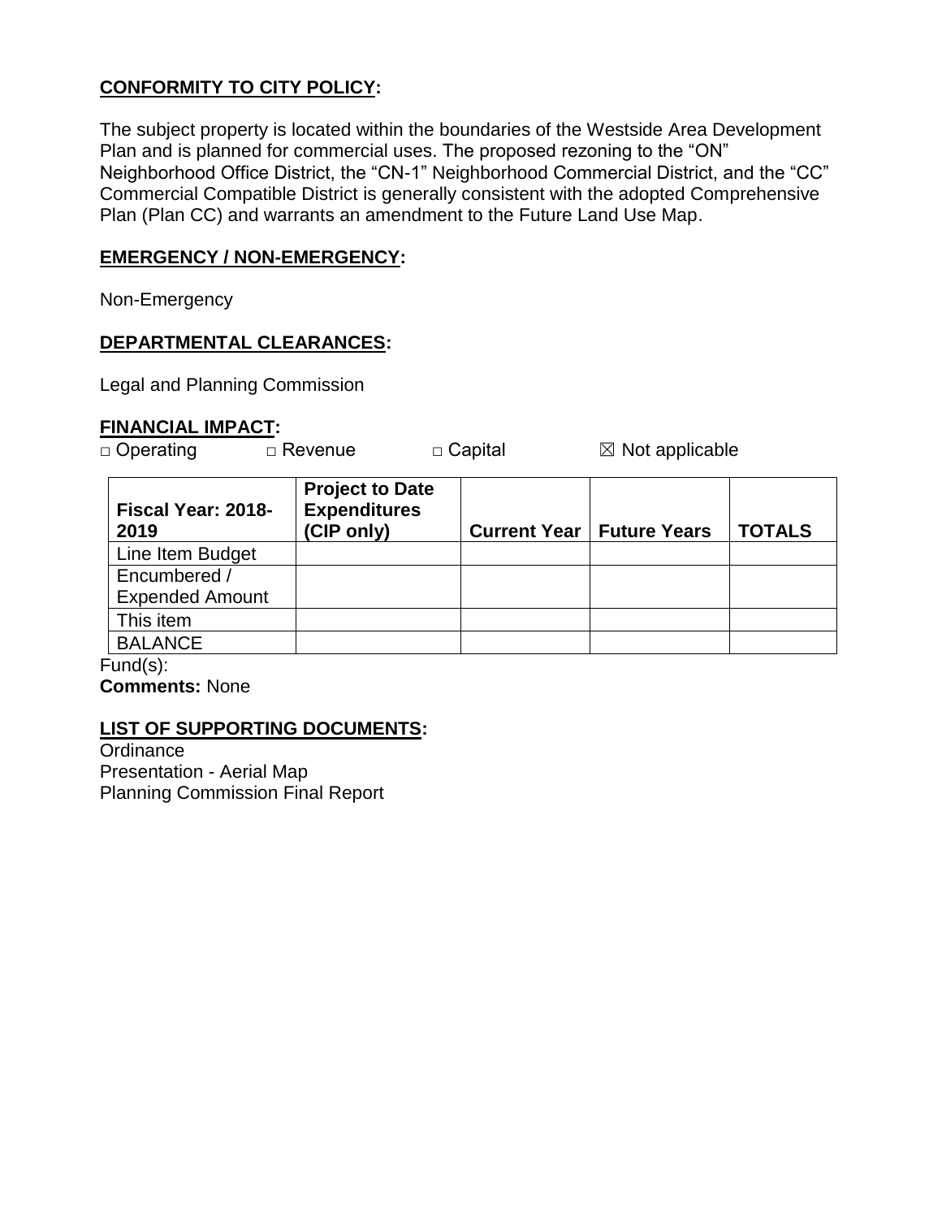## CONFORMITY TO CITY POLICY:

The subject property is located within the boundaries of the Westside Area Development Plan and is planned for commercial uses. The proposed rezoning to the "ON" Neighborhood Office District, the "CN-1" Neighborhood Commercial District, and the "CC" Commercial Compatible District is generally consistent with the adopted Comprehensive Plan (Plan CC) and warrants an amendment to the Future Land Use Map.

## EMERGENCY / NON-EMERGENCY:

Non-Emergency

## DEPARTMENTAL CLEARANCES:

Legal and Planning Commission

## FINANCIAL IMPACT:

□ Operating □ Revenue □ Capital ☒ Not applicable

| Fiscal Year: 2018-2019 | Project to Date Expenditures (CIP only) | Current Year | Future Years | TOTALS |
|---|---|---|---|---|
| Line Item Budget | | | | |
| Encumbered / Expended Amount | | | | |
| This item | | | | |
| BALANCE | | | | |

Fund(s):
**Comments:** None

## LIST OF SUPPORTING DOCUMENTS:

Ordinance
Presentation - Aerial Map
Planning Commission Final Report